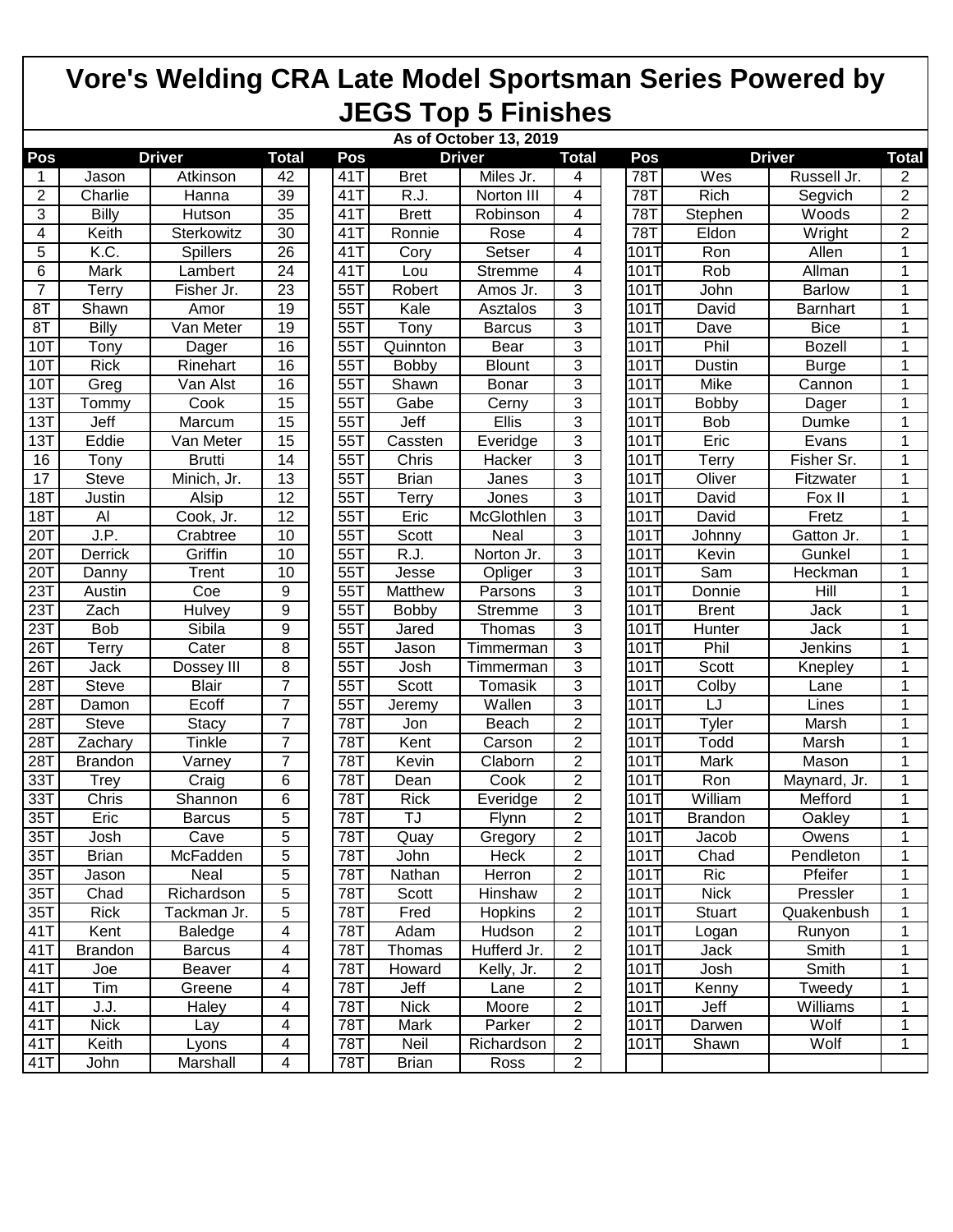# Vore's Welding CRA Late Model Sportsman Series Powered by JEGS Top 5 Finishes

**As of October 13, 2019**

| Pos | Driver | | Total | Pos | Driver | | Total | Pos | Driver | | Total |
|---|---|---|---|---|---|---|---|---|---|---|---|
| 1 | Jason | Atkinson | 42 | 41T | Bret | Miles Jr. | 4 | 78T | Wes | Russell Jr. | 2 |
| 2 | Charlie | Hanna | 39 | 41T | R.J. | Norton III | 4 | 78T | Rich | Segvich | 2 |
| 3 | Billy | Hutson | 35 | 41T | Brett | Robinson | 4 | 78T | Stephen | Woods | 2 |
| 4 | Keith | Sterkowitz | 30 | 41T | Ronnie | Rose | 4 | 78T | Eldon | Wright | 2 |
| 5 | K.C. | Spillers | 26 | 41T | Cory | Setser | 4 | 101T | Ron | Allen | 1 |
| 6 | Mark | Lambert | 24 | 41T | Lou | Stremme | 4 | 101T | Rob | Allman | 1 |
| 7 | Terry | Fisher Jr. | 23 | 55T | Robert | Amos Jr. | 3 | 101T | John | Barlow | 1 |
| 8T | Shawn | Amor | 19 | 55T | Kale | Asztalos | 3 | 101T | David | Barnhart | 1 |
| 8T | Billy | Van Meter | 19 | 55T | Tony | Barcus | 3 | 101T | Dave | Bice | 1 |
| 10T | Tony | Dager | 16 | 55T | Quinnton | Bear | 3 | 101T | Phil | Bozell | 1 |
| 10T | Rick | Rinehart | 16 | 55T | Bobby | Blount | 3 | 101T | Dustin | Burge | 1 |
| 10T | Greg | Van Alst | 16 | 55T | Shawn | Bonar | 3 | 101T | Mike | Cannon | 1 |
| 13T | Tommy | Cook | 15 | 55T | Gabe | Cerny | 3 | 101T | Bobby | Dager | 1 |
| 13T | Jeff | Marcum | 15 | 55T | Jeff | Ellis | 3 | 101T | Bob | Dumke | 1 |
| 13T | Eddie | Van Meter | 15 | 55T | Cassten | Everidge | 3 | 101T | Eric | Evans | 1 |
| 16 | Tony | Brutti | 14 | 55T | Chris | Hacker | 3 | 101T | Terry | Fisher Sr. | 1 |
| 17 | Steve | Minich, Jr. | 13 | 55T | Brian | Janes | 3 | 101T | Oliver | Fitzwater | 1 |
| 18T | Justin | Alsip | 12 | 55T | Terry | Jones | 3 | 101T | David | Fox II | 1 |
| 18T | Al | Cook, Jr. | 12 | 55T | Eric | McGlothlen | 3 | 101T | David | Fretz | 1 |
| 20T | J.P. | Crabtree | 10 | 55T | Scott | Neal | 3 | 101T | Johnny | Gatton Jr. | 1 |
| 20T | Derrick | Griffin | 10 | 55T | R.J. | Norton Jr. | 3 | 101T | Kevin | Gunkel | 1 |
| 20T | Danny | Trent | 10 | 55T | Jesse | Opliger | 3 | 101T | Sam | Heckman | 1 |
| 23T | Austin | Coe | 9 | 55T | Matthew | Parsons | 3 | 101T | Donnie | Hill | 1 |
| 23T | Zach | Hulvey | 9 | 55T | Bobby | Stremme | 3 | 101T | Brent | Jack | 1 |
| 23T | Bob | Sibila | 9 | 55T | Jared | Thomas | 3 | 101T | Hunter | Jack | 1 |
| 26T | Terry | Cater | 8 | 55T | Jason | Timmerman | 3 | 101T | Phil | Jenkins | 1 |
| 26T | Jack | Dossey III | 8 | 55T | Josh | Timmerman | 3 | 101T | Scott | Knepley | 1 |
| 28T | Steve | Blair | 7 | 55T | Scott | Tomasik | 3 | 101T | Colby | Lane | 1 |
| 28T | Damon | Ecoff | 7 | 55T | Jeremy | Wallen | 3 | 101T | LJ | Lines | 1 |
| 28T | Steve | Stacy | 7 | 78T | Jon | Beach | 2 | 101T | Tyler | Marsh | 1 |
| 28T | Zachary | Tinkle | 7 | 78T | Kent | Carson | 2 | 101T | Todd | Marsh | 1 |
| 28T | Brandon | Varney | 7 | 78T | Kevin | Claborn | 2 | 101T | Mark | Mason | 1 |
| 33T | Trey | Craig | 6 | 78T | Dean | Cook | 2 | 101T | Ron | Maynard, Jr. | 1 |
| 33T | Chris | Shannon | 6 | 78T | Rick | Everidge | 2 | 101T | William | Mefford | 1 |
| 35T | Eric | Barcus | 5 | 78T | TJ | Flynn | 2 | 101T | Brandon | Oakley | 1 |
| 35T | Josh | Cave | 5 | 78T | Quay | Gregory | 2 | 101T | Jacob | Owens | 1 |
| 35T | Brian | McFadden | 5 | 78T | John | Heck | 2 | 101T | Chad | Pendleton | 1 |
| 35T | Jason | Neal | 5 | 78T | Nathan | Herron | 2 | 101T | Ric | Pfeifer | 1 |
| 35T | Chad | Richardson | 5 | 78T | Scott | Hinshaw | 2 | 101T | Nick | Pressler | 1 |
| 35T | Rick | Tackman Jr. | 5 | 78T | Fred | Hopkins | 2 | 101T | Stuart | Quakenbush | 1 |
| 41T | Kent | Baledge | 4 | 78T | Adam | Hudson | 2 | 101T | Logan | Runyon | 1 |
| 41T | Brandon | Barcus | 4 | 78T | Thomas | Hufferd Jr. | 2 | 101T | Jack | Smith | 1 |
| 41T | Joe | Beaver | 4 | 78T | Howard | Kelly, Jr. | 2 | 101T | Josh | Smith | 1 |
| 41T | Tim | Greene | 4 | 78T | Jeff | Lane | 2 | 101T | Kenny | Tweedy | 1 |
| 41T | J.J. | Haley | 4 | 78T | Nick | Moore | 2 | 101T | Jeff | Williams | 1 |
| 41T | Nick | Lay | 4 | 78T | Mark | Parker | 2 | 101T | Darwen | Wolf | 1 |
| 41T | Keith | Lyons | 4 | 78T | Neil | Richardson | 2 | 101T | Shawn | Wolf | 1 |
| 41T | John | Marshall | 4 | 78T | Brian | Ross | 2 | | | | |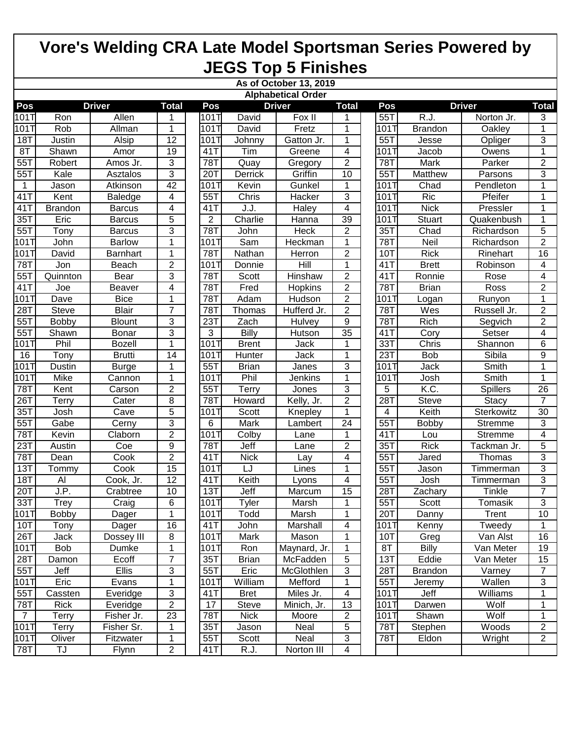# Vore's Welding CRA Late Model Sportsman Series Powered by JEGS Top 5 Finishes

**As of October 13, 2019**

**Alphabetical Order**

| Pos | Driver | | Total | Pos | Driver | | Total | Pos | Driver | | Total |
|---|---|---|---|---|---|---|---|---|---|---|---|
| 101T | Ron | Allen | 1 | 101T | David | Fox II | 1 | 55T | R.J. | Norton Jr. | 3 |
| 101T | Rob | Allman | 1 | 101T | David | Fretz | 1 | 101T | Brandon | Oakley | 1 |
| 18T | Justin | Alsip | 12 | 101T | Johnny | Gatton Jr. | 1 | 55T | Jesse | Opliger | 3 |
| 8T | Shawn | Amor | 19 | 41T | Tim | Greene | 4 | 101T | Jacob | Owens | 1 |
| 55T | Robert | Amos Jr. | 3 | 78T | Quay | Gregory | 2 | 78T | Mark | Parker | 2 |
| 55T | Kale | Asztalos | 3 | 20T | Derrick | Griffin | 10 | 55T | Matthew | Parsons | 3 |
| 1 | Jason | Atkinson | 42 | 101T | Kevin | Gunkel | 1 | 101T | Chad | Pendleton | 1 |
| 41T | Kent | Baledge | 4 | 55T | Chris | Hacker | 3 | 101T | Ric | Pfeifer | 1 |
| 41T | Brandon | Barcus | 4 | 41T | J.J. | Haley | 4 | 101T | Nick | Pressler | 1 |
| 35T | Eric | Barcus | 5 | 2 | Charlie | Hanna | 39 | 101T | Stuart | Quakenbush | 1 |
| 55T | Tony | Barcus | 3 | 78T | John | Heck | 2 | 35T | Chad | Richardson | 5 |
| 101T | John | Barlow | 1 | 101T | Sam | Heckman | 1 | 78T | Neil | Richardson | 2 |
| 101T | David | Barnhart | 1 | 78T | Nathan | Herron | 2 | 10T | Rick | Rinehart | 16 |
| 78T | Jon | Beach | 2 | 101T | Donnie | Hill | 1 | 41T | Brett | Robinson | 4 |
| 55T | Quinnton | Bear | 3 | 78T | Scott | Hinshaw | 2 | 41T | Ronnie | Rose | 4 |
| 41T | Joe | Beaver | 4 | 78T | Fred | Hopkins | 2 | 78T | Brian | Ross | 2 |
| 101T | Dave | Bice | 1 | 78T | Adam | Hudson | 2 | 101T | Logan | Runyon | 1 |
| 28T | Steve | Blair | 7 | 78T | Thomas | Hufferd Jr. | 2 | 78T | Wes | Russell Jr. | 2 |
| 55T | Bobby | Blount | 3 | 23T | Zach | Hulvey | 9 | 78T | Rich | Segvich | 2 |
| 55T | Shawn | Bonar | 3 | 3 | Billy | Hutson | 35 | 41T | Cory | Setser | 4 |
| 101T | Phil | Bozell | 1 | 101T | Brent | Jack | 1 | 33T | Chris | Shannon | 6 |
| 16 | Tony | Brutti | 14 | 101T | Hunter | Jack | 1 | 23T | Bob | Sibila | 9 |
| 101T | Dustin | Burge | 1 | 55T | Brian | Janes | 3 | 101T | Jack | Smith | 1 |
| 101T | Mike | Cannon | 1 | 101T | Phil | Jenkins | 1 | 101T | Josh | Smith | 1 |
| 78T | Kent | Carson | 2 | 55T | Terry | Jones | 3 | 5 | K.C. | Spillers | 26 |
| 26T | Terry | Cater | 8 | 78T | Howard | Kelly, Jr. | 2 | 28T | Steve | Stacy | 7 |
| 35T | Josh | Cave | 5 | 101T | Scott | Knepley | 1 | 4 | Keith | Sterkowitz | 30 |
| 55T | Gabe | Cerny | 3 | 6 | Mark | Lambert | 24 | 55T | Bobby | Stremme | 3 |
| 78T | Kevin | Claborn | 2 | 101T | Colby | Lane | 1 | 41T | Lou | Stremme | 4 |
| 23T | Austin | Coe | 9 | 78T | Jeff | Lane | 2 | 35T | Rick | Tackman Jr. | 5 |
| 78T | Dean | Cook | 2 | 41T | Nick | Lay | 4 | 55T | Jared | Thomas | 3 |
| 13T | Tommy | Cook | 15 | 101T | LJ | Lines | 1 | 55T | Jason | Timmerman | 3 |
| 18T | Al | Cook, Jr. | 12 | 41T | Keith | Lyons | 4 | 55T | Josh | Timmerman | 3 |
| 20T | J.P. | Crabtree | 10 | 13T | Jeff | Marcum | 15 | 28T | Zachary | Tinkle | 7 |
| 33T | Trey | Craig | 6 | 101T | Tyler | Marsh | 1 | 55T | Scott | Tomasik | 3 |
| 101T | Bobby | Dager | 1 | 101T | Todd | Marsh | 1 | 20T | Danny | Trent | 10 |
| 10T | Tony | Dager | 16 | 41T | John | Marshall | 4 | 101T | Kenny | Tweedy | 1 |
| 26T | Jack | Dossey III | 8 | 101T | Mark | Mason | 1 | 10T | Greg | Van Alst | 16 |
| 101T | Bob | Dumke | 1 | 101T | Ron | Maynard, Jr. | 1 | 8T | Billy | Van Meter | 19 |
| 28T | Damon | Ecoff | 7 | 35T | Brian | McFadden | 5 | 13T | Eddie | Van Meter | 15 |
| 55T | Jeff | Ellis | 3 | 55T | Eric | McGlothlen | 3 | 28T | Brandon | Varney | 7 |
| 101T | Eric | Evans | 1 | 101T | William | Mefford | 1 | 55T | Jeremy | Wallen | 3 |
| 55T | Cassten | Everidge | 3 | 41T | Bret | Miles Jr. | 4 | 101T | Jeff | Williams | 1 |
| 78T | Rick | Everidge | 2 | 17 | Steve | Minich, Jr. | 13 | 101T | Darwen | Wolf | 1 |
| 7 | Terry | Fisher Jr. | 23 | 78T | Nick | Moore | 2 | 101T | Shawn | Wolf | 1 |
| 101T | Terry | Fisher Sr. | 1 | 35T | Jason | Neal | 5 | 78T | Stephen | Woods | 2 |
| 101T | Oliver | Fitzwater | 1 | 55T | Scott | Neal | 3 | 78T | Eldon | Wright | 2 |
| 78T | TJ | Flynn | 2 | 41T | R.J. | Norton III | 4 | | | | |